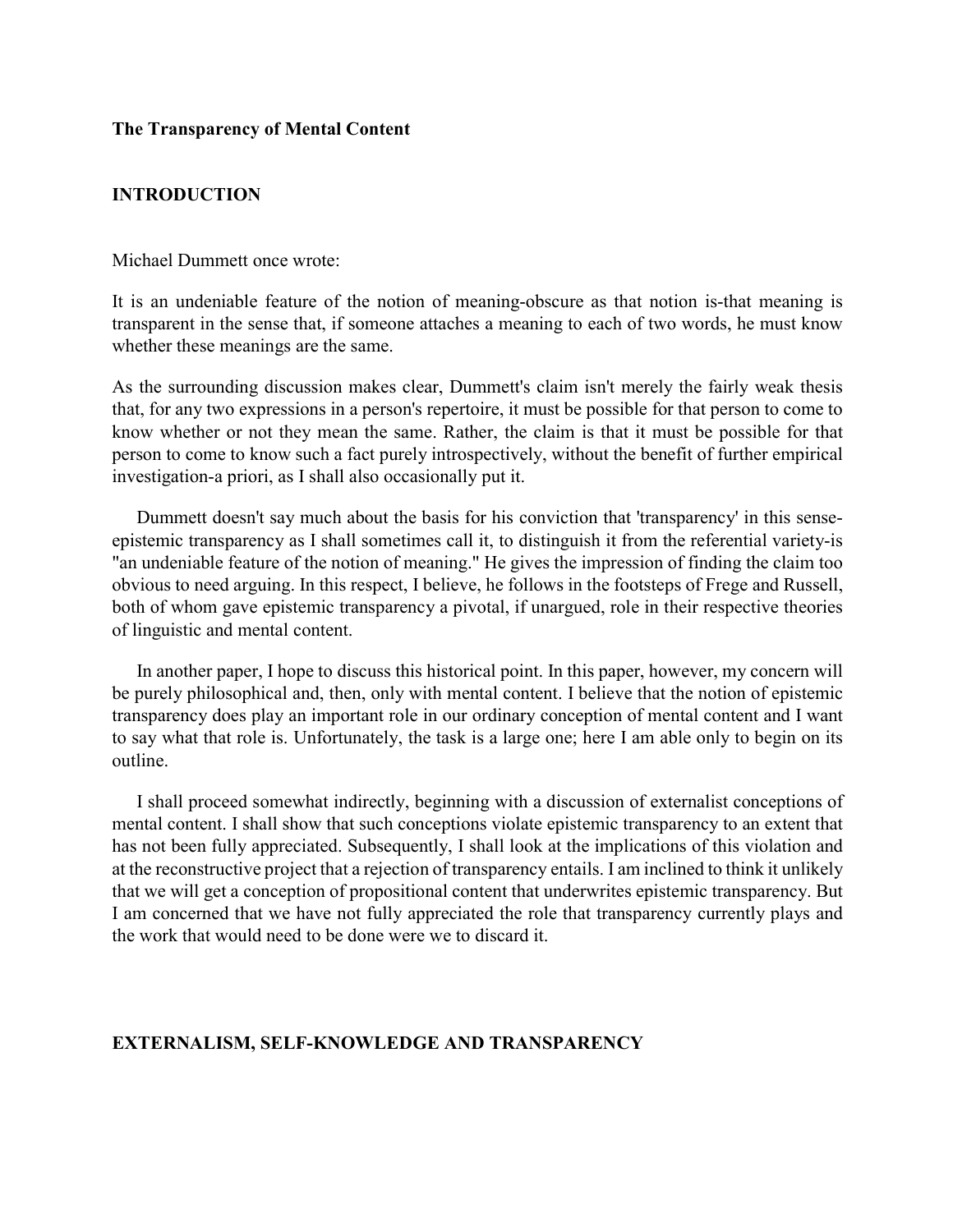**The Transparency of Mental Content**

## INTRODUCTION

Michael Dummett once wrote:

It is an undeniable feature of the notion of meaning-obscure as that notion is-that meaning is transparent in the sense that, if someone attaches a meaning to each of two words, he must know whether these meanings are the same.

As the surrounding discussion makes clear, Dummett's claim isn't merely the fairly weak thesis that, for any two expressions in a person's repertoire, it must be possible for that person to come to know whether or not they mean the same. Rather, the claim is that it must be possible for that person to come to know such a fact purely introspectively, without the benefit of further empirical investigation-a priori, as I shall also occasionally put it.

Dummett doesn't say much about the basis for his conviction that 'transparency' in this sense-epistemic transparency as I shall sometimes call it, to distinguish it from the referential variety-is "an undeniable feature of the notion of meaning." He gives the impression of finding the claim too obvious to need arguing. In this respect, I believe, he follows in the footsteps of Frege and Russell, both of whom gave epistemic transparency a pivotal, if unargued, role in their respective theories of linguistic and mental content.

In another paper, I hope to discuss this historical point. In this paper, however, my concern will be purely philosophical and, then, only with mental content. I believe that the notion of epistemic transparency does play an important role in our ordinary conception of mental content and I want to say what that role is. Unfortunately, the task is a large one; here I am able only to begin on its outline.

I shall proceed somewhat indirectly, beginning with a discussion of externalist conceptions of mental content. I shall show that such conceptions violate epistemic transparency to an extent that has not been fully appreciated. Subsequently, I shall look at the implications of this violation and at the reconstructive project that a rejection of transparency entails. I am inclined to think it unlikely that we will get a conception of propositional content that underwrites epistemic transparency. But I am concerned that we have not fully appreciated the role that transparency currently plays and the work that would need to be done were we to discard it.

## EXTERNALISM, SELF-KNOWLEDGE AND TRANSPARENCY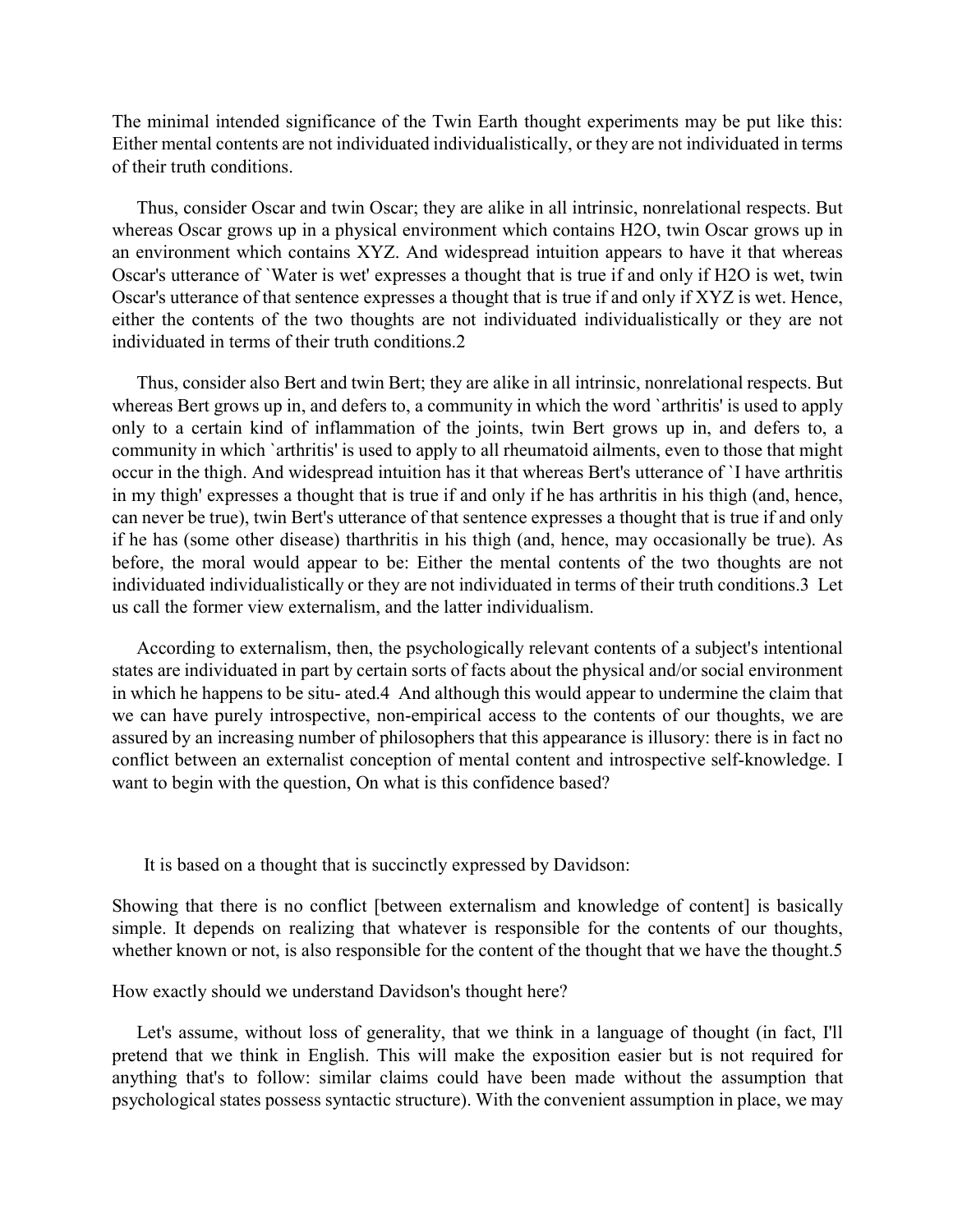The minimal intended significance of the Twin Earth thought experiments may be put like this: Either mental contents are not individuated individualistically, or they are not individuated in terms of their truth conditions.

Thus, consider Oscar and twin Oscar; they are alike in all intrinsic, nonrelational respects. But whereas Oscar grows up in a physical environment which contains $H_2O$, twin Oscar grows up in an environment which contains XYZ. And widespread intuition appears to have it that whereas Oscar's utterance of `Water is wet' expresses a thought that is true if and only if $H_2O$ is wet, twin Oscar's utterance of that sentence expresses a thought that is true if and only if XYZ is wet. Hence, either the contents of the two thoughts are not individuated individualistically or they are not individuated in terms of their truth conditions.[2]

Thus, consider also Bert and twin Bert; they are alike in all intrinsic, nonrelational respects. But whereas Bert grows up in, and defers to, a community in which the word `arthritis' is used to apply only to a certain kind of inflammation of the joints, twin Bert grows up in, and defers to, a community in which `arthritis' is used to apply to all rheumatoid ailments, even to those that might occur in the thigh. And widespread intuition has it that whereas Bert's utterance of `I have arthritis in my thigh' expresses a thought that is true if and only if he has arthritis in his thigh (and, hence, can never be true), twin Bert's utterance of that sentence expresses a thought that is true if and only if he has (some other disease) tharthritis in his thigh (and, hence, may occasionally be true). As before, the moral would appear to be: Either the mental contents of the two thoughts are not individuated individualistically or they are not individuated in terms of their truth conditions.[3] Let us call the former view externalism, and the latter individualism.

According to externalism, then, the psychologically relevant contents of a subject's intentional states are individuated in part by certain sorts of facts about the physical and/or social environment in which he happens to be situ- ated.[4] And although this would appear to undermine the claim that we can have purely introspective, non-empirical access to the contents of our thoughts, we are assured by an increasing number of philosophers that this appearance is illusory: there is in fact no conflict between an externalist conception of mental content and introspective self-knowledge. I want to begin with the question, On what is this confidence based?

It is based on a thought that is succinctly expressed by Davidson:

Showing that there is no conflict [between externalism and knowledge of content] is basically simple. It depends on realizing that whatever is responsible for the contents of our thoughts, whether known or not, is also responsible for the content of the thought that we have the thought.[5]

How exactly should we understand Davidson's thought here?

Let's assume, without loss of generality, that we think in a language of thought (in fact, I'll pretend that we think in English. This will make the exposition easier but is not required for anything that's to follow: similar claims could have been made without the assumption that psychological states possess syntactic structure). With the convenient assumption in place, we may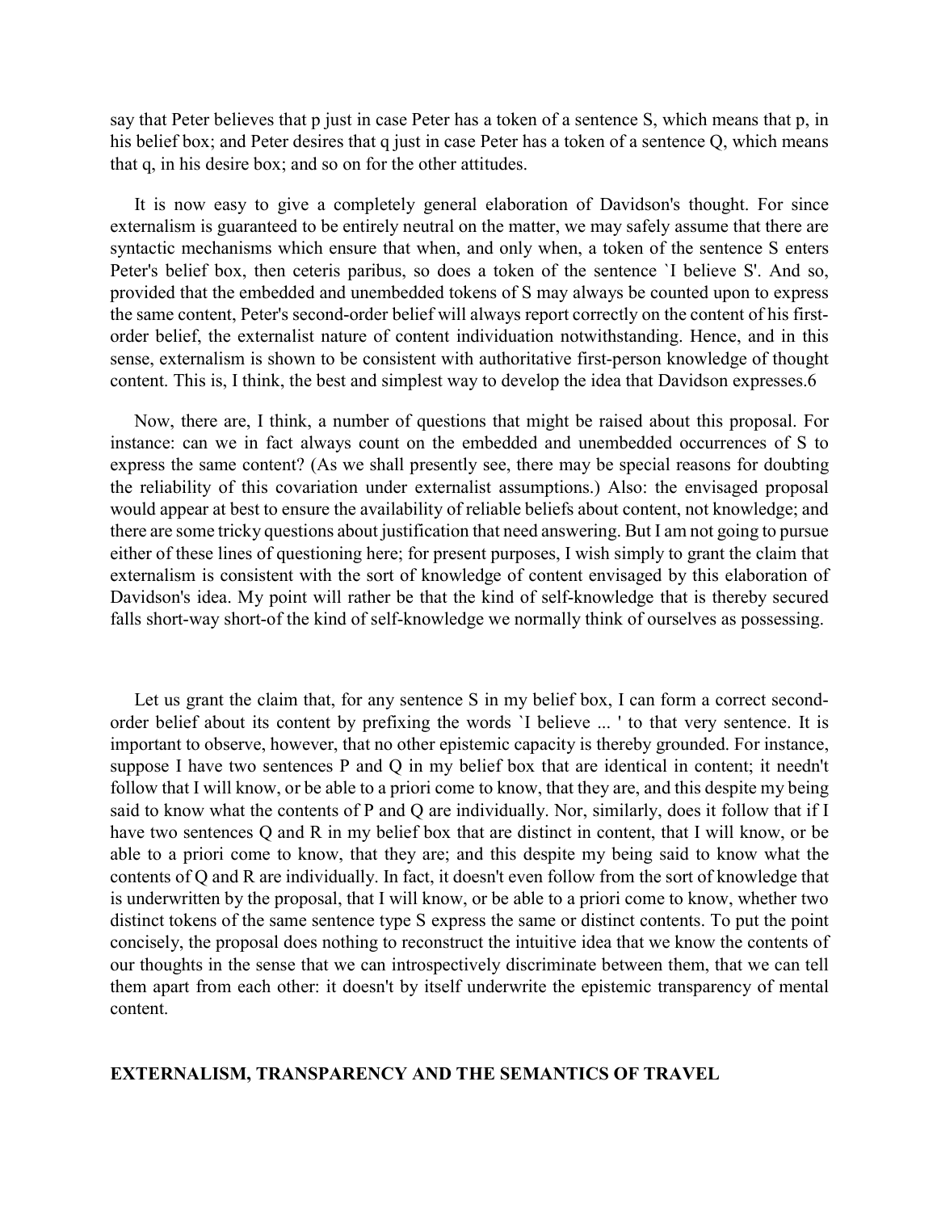say that Peter believes that p just in case Peter has a token of a sentence S, which means that p, in his belief box; and Peter desires that q just in case Peter has a token of a sentence Q, which means that q, in his desire box; and so on for the other attitudes.

It is now easy to give a completely general elaboration of Davidson's thought. For since externalism is guaranteed to be entirely neutral on the matter, we may safely assume that there are syntactic mechanisms which ensure that when, and only when, a token of the sentence S enters Peter's belief box, then ceteris paribus, so does a token of the sentence `I believe S'. And so, provided that the embedded and unembedded tokens of S may always be counted upon to express the same content, Peter's second-order belief will always report correctly on the content of his first-order belief, the externalist nature of content individuation notwithstanding. Hence, and in this sense, externalism is shown to be consistent with authoritative first-person knowledge of thought content. This is, I think, the best and simplest way to develop the idea that Davidson expresses.6

Now, there are, I think, a number of questions that might be raised about this proposal. For instance: can we in fact always count on the embedded and unembedded occurrences of S to express the same content? (As we shall presently see, there may be special reasons for doubting the reliability of this covariation under externalist assumptions.) Also: the envisaged proposal would appear at best to ensure the availability of reliable beliefs about content, not knowledge; and there are some tricky questions about justification that need answering. But I am not going to pursue either of these lines of questioning here; for present purposes, I wish simply to grant the claim that externalism is consistent with the sort of knowledge of content envisaged by this elaboration of Davidson's idea. My point will rather be that the kind of self-knowledge that is thereby secured falls short-way short-of the kind of self-knowledge we normally think of ourselves as possessing.

Let us grant the claim that, for any sentence S in my belief box, I can form a correct second-order belief about its content by prefixing the words `I believe ... ' to that very sentence. It is important to observe, however, that no other epistemic capacity is thereby grounded. For instance, suppose I have two sentences P and Q in my belief box that are identical in content; it needn't follow that I will know, or be able to a priori come to know, that they are, and this despite my being said to know what the contents of P and Q are individually. Nor, similarly, does it follow that if I have two sentences Q and R in my belief box that are distinct in content, that I will know, or be able to a priori come to know, that they are; and this despite my being said to know what the contents of Q and R are individually. In fact, it doesn't even follow from the sort of knowledge that is underwritten by the proposal, that I will know, or be able to a priori come to know, whether two distinct tokens of the same sentence type S express the same or distinct contents. To put the point concisely, the proposal does nothing to reconstruct the intuitive idea that we know the contents of our thoughts in the sense that we can introspectively discriminate between them, that we can tell them apart from each other: it doesn't by itself underwrite the epistemic transparency of mental content.

## EXTERNALISM, TRANSPARENCY AND THE SEMANTICS OF TRAVEL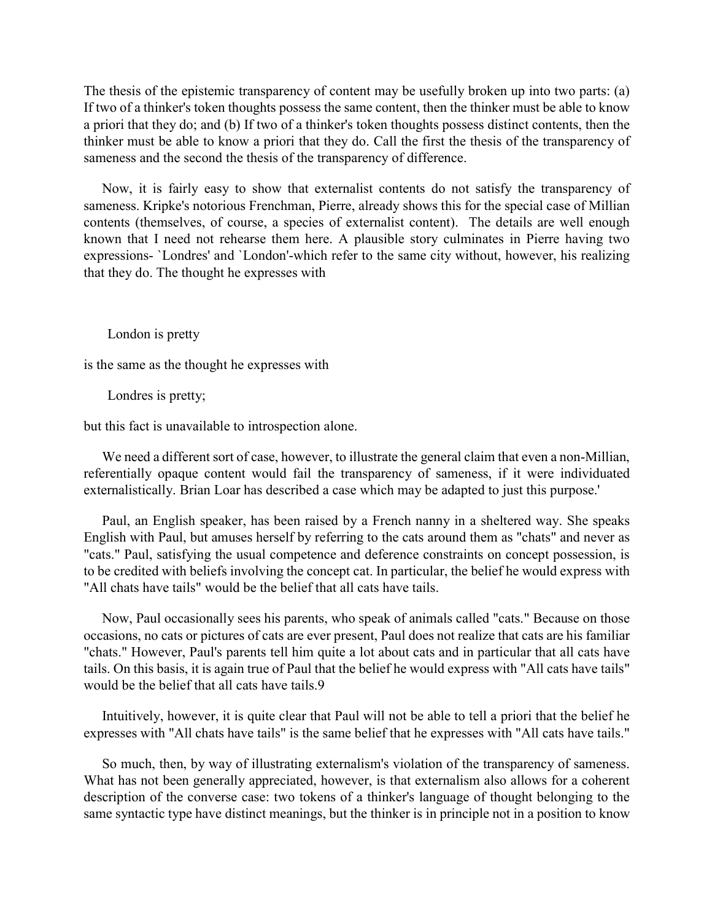The thesis of the epistemic transparency of content may be usefully broken up into two parts: (a) If two of a thinker's token thoughts possess the same content, then the thinker must be able to know a priori that they do; and (b) If two of a thinker's token thoughts possess distinct contents, then the thinker must be able to know a priori that they do. Call the first the thesis of the transparency of sameness and the second the thesis of the transparency of difference.

Now, it is fairly easy to show that externalist contents do not satisfy the transparency of sameness. Kripke's notorious Frenchman, Pierre, already shows this for the special case of Millian contents (themselves, of course, a species of externalist content). The details are well enough known that I need not rehearse them here. A plausible story culminates in Pierre having two expressions- `Londres' and `London'-which refer to the same city without, however, his realizing that they do. The thought he expresses with

London is pretty

is the same as the thought he expresses with

Londres is pretty;

but this fact is unavailable to introspection alone.

We need a different sort of case, however, to illustrate the general claim that even a non-Millian, referentially opaque content would fail the transparency of sameness, if it were individuated externalistically. Brian Loar has described a case which may be adapted to just this purpose.'

Paul, an English speaker, has been raised by a French nanny in a sheltered way. She speaks English with Paul, but amuses herself by referring to the cats around them as "chats" and never as "cats." Paul, satisfying the usual competence and deference constraints on concept possession, is to be credited with beliefs involving the concept cat. In particular, the belief he would express with "All chats have tails" would be the belief that all cats have tails.

Now, Paul occasionally sees his parents, who speak of animals called "cats." Because on those occasions, no cats or pictures of cats are ever present, Paul does not realize that cats are his familiar "chats." However, Paul's parents tell him quite a lot about cats and in particular that all cats have tails. On this basis, it is again true of Paul that the belief he would express with "All cats have tails" would be the belief that all cats have tails.9

Intuitively, however, it is quite clear that Paul will not be able to tell a priori that the belief he expresses with "All chats have tails" is the same belief that he expresses with "All cats have tails."

So much, then, by way of illustrating externalism's violation of the transparency of sameness. What has not been generally appreciated, however, is that externalism also allows for a coherent description of the converse case: two tokens of a thinker's language of thought belonging to the same syntactic type have distinct meanings, but the thinker is in principle not in a position to know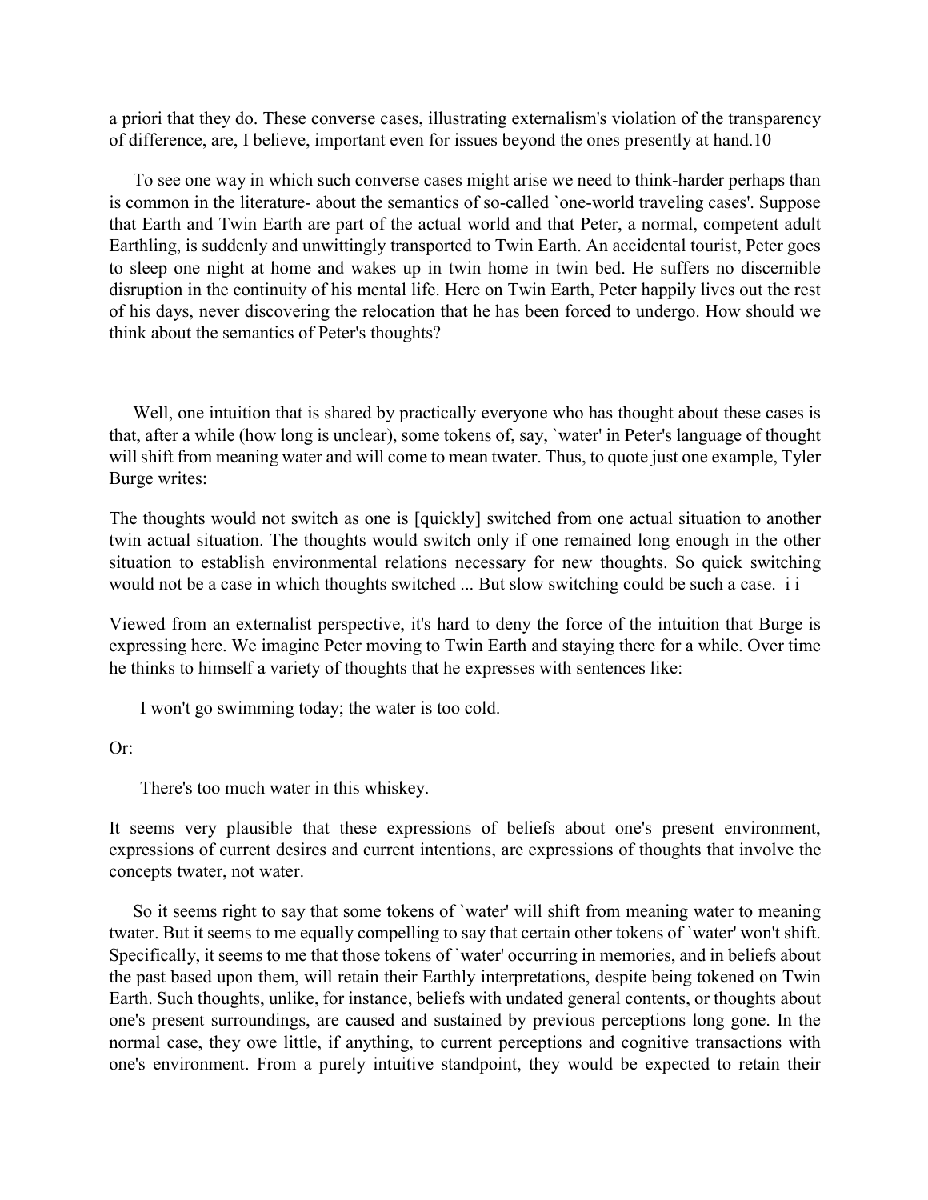a priori that they do. These converse cases, illustrating externalism's violation of the transparency of difference, are, I believe, important even for issues beyond the ones presently at hand.10

To see one way in which such converse cases might arise we need to think-harder perhaps than is common in the literature- about the semantics of so-called `one-world traveling cases'. Suppose that Earth and Twin Earth are part of the actual world and that Peter, a normal, competent adult Earthling, is suddenly and unwittingly transported to Twin Earth. An accidental tourist, Peter goes to sleep one night at home and wakes up in twin home in twin bed. He suffers no discernible disruption in the continuity of his mental life. Here on Twin Earth, Peter happily lives out the rest of his days, never discovering the relocation that he has been forced to undergo. How should we think about the semantics of Peter's thoughts?

Well, one intuition that is shared by practically everyone who has thought about these cases is that, after a while (how long is unclear), some tokens of, say, `water' in Peter's language of thought will shift from meaning water and will come to mean twater. Thus, to quote just one example, Tyler Burge writes:

The thoughts would not switch as one is [quickly] switched from one actual situation to another twin actual situation. The thoughts would switch only if one remained long enough in the other situation to establish environmental relations necessary for new thoughts. So quick switching would not be a case in which thoughts switched ... But slow switching could be such a case. i i

Viewed from an externalist perspective, it's hard to deny the force of the intuition that Burge is expressing here. We imagine Peter moving to Twin Earth and staying there for a while. Over time he thinks to himself a variety of thoughts that he expresses with sentences like:

I won't go swimming today; the water is too cold.

Or:

There's too much water in this whiskey.

It seems very plausible that these expressions of beliefs about one's present environment, expressions of current desires and current intentions, are expressions of thoughts that involve the concepts twater, not water.

So it seems right to say that some tokens of `water' will shift from meaning water to meaning twater. But it seems to me equally compelling to say that certain other tokens of `water' won't shift. Specifically, it seems to me that those tokens of `water' occurring in memories, and in beliefs about the past based upon them, will retain their Earthly interpretations, despite being tokened on Twin Earth. Such thoughts, unlike, for instance, beliefs with undated general contents, or thoughts about one's present surroundings, are caused and sustained by previous perceptions long gone. In the normal case, they owe little, if anything, to current perceptions and cognitive transactions with one's environment. From a purely intuitive standpoint, they would be expected to retain their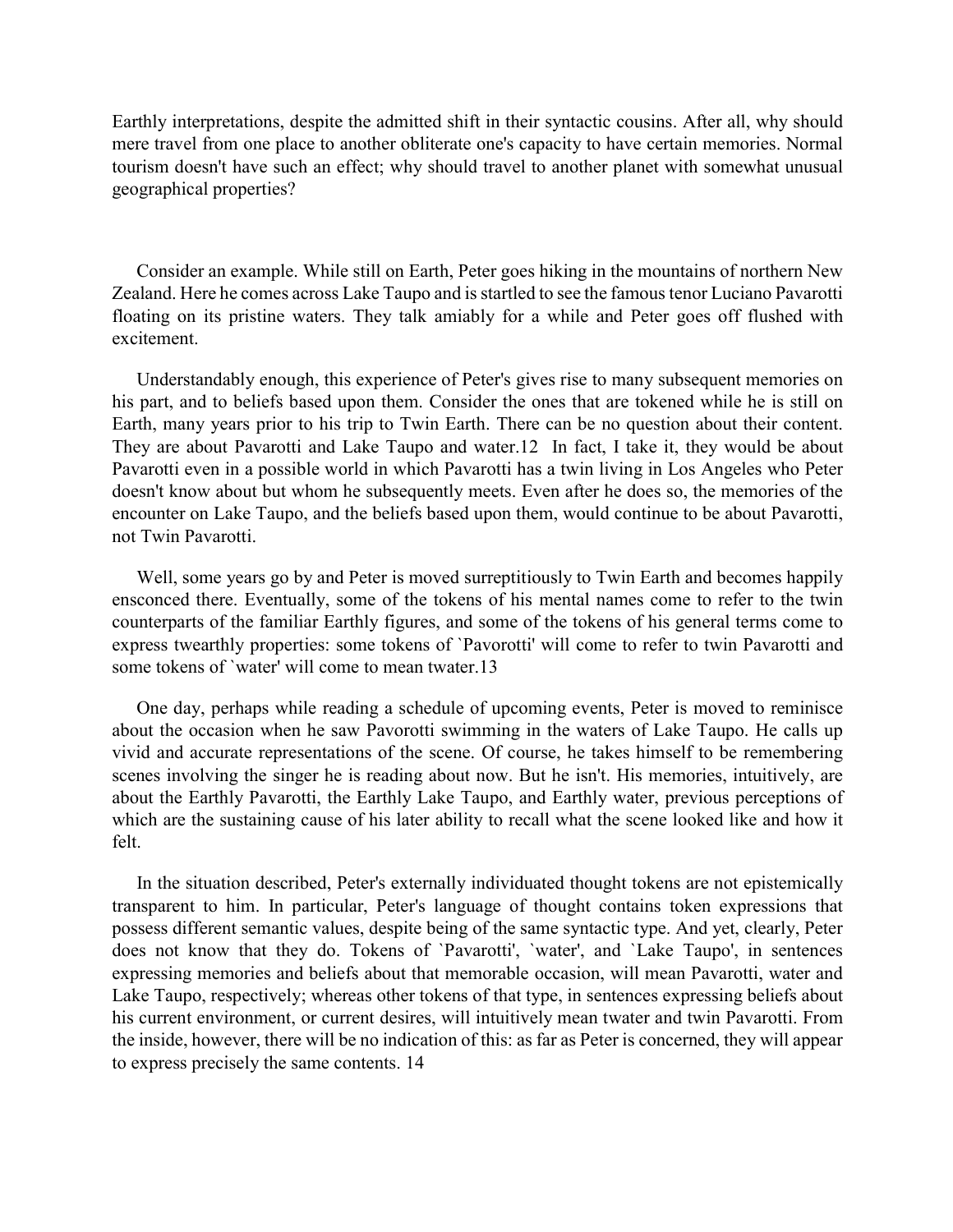Earthly interpretations, despite the admitted shift in their syntactic cousins. After all, why should mere travel from one place to another obliterate one's capacity to have certain memories. Normal tourism doesn't have such an effect; why should travel to another planet with somewhat unusual geographical properties?

Consider an example. While still on Earth, Peter goes hiking in the mountains of northern New Zealand. Here he comes across Lake Taupo and is startled to see the famous tenor Luciano Pavarotti floating on its pristine waters. They talk amiably for a while and Peter goes off flushed with excitement.

Understandably enough, this experience of Peter's gives rise to many subsequent memories on his part, and to beliefs based upon them. Consider the ones that are tokened while he is still on Earth, many years prior to his trip to Twin Earth. There can be no question about their content. They are about Pavarotti and Lake Taupo and water.[12] In fact, I take it, they would be about Pavarotti even in a possible world in which Pavarotti has a twin living in Los Angeles who Peter doesn't know about but whom he subsequently meets. Even after he does so, the memories of the encounter on Lake Taupo, and the beliefs based upon them, would continue to be about Pavarotti, not Twin Pavarotti.

Well, some years go by and Peter is moved surreptitiously to Twin Earth and becomes happily ensconced there. Eventually, some of the tokens of his mental names come to refer to the twin counterparts of the familiar Earthly figures, and some of the tokens of his general terms come to express twearthly properties: some tokens of `Pavorotti' will come to refer to twin Pavarotti and some tokens of `water' will come to mean twater.[13]

One day, perhaps while reading a schedule of upcoming events, Peter is moved to reminisce about the occasion when he saw Pavorotti swimming in the waters of Lake Taupo. He calls up vivid and accurate representations of the scene. Of course, he takes himself to be remembering scenes involving the singer he is reading about now. But he isn't. His memories, intuitively, are about the Earthly Pavarotti, the Earthly Lake Taupo, and Earthly water, previous perceptions of which are the sustaining cause of his later ability to recall what the scene looked like and how it felt.

In the situation described, Peter's externally individuated thought tokens are not epistemically transparent to him. In particular, Peter's language of thought contains token expressions that possess different semantic values, despite being of the same syntactic type. And yet, clearly, Peter does not know that they do. Tokens of `Pavarotti', `water', and `Lake Taupo', in sentences expressing memories and beliefs about that memorable occasion, will mean Pavarotti, water and Lake Taupo, respectively; whereas other tokens of that type, in sentences expressing beliefs about his current environment, or current desires, will intuitively mean twater and twin Pavarotti. From the inside, however, there will be no indication of this: as far as Peter is concerned, they will appear to express precisely the same contents. [14]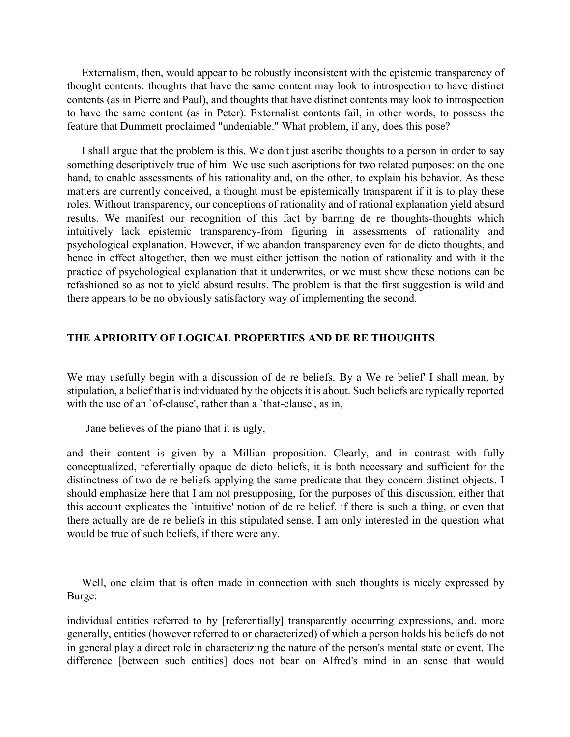Externalism, then, would appear to be robustly inconsistent with the epistemic transparency of thought contents: thoughts that have the same content may look to introspection to have distinct contents (as in Pierre and Paul), and thoughts that have distinct contents may look to introspection to have the same content (as in Peter). Externalist contents fail, in other words, to possess the feature that Dummett proclaimed "undeniable." What problem, if any, does this pose?

I shall argue that the problem is this. We don't just ascribe thoughts to a person in order to say something descriptively true of him. We use such ascriptions for two related purposes: on the one hand, to enable assessments of his rationality and, on the other, to explain his behavior. As these matters are currently conceived, a thought must be epistemically transparent if it is to play these roles. Without transparency, our conceptions of rationality and of rational explanation yield absurd results. We manifest our recognition of this fact by barring de re thoughts-thoughts which intuitively lack epistemic transparency-from figuring in assessments of rationality and psychological explanation. However, if we abandon transparency even for de dicto thoughts, and hence in effect altogether, then we must either jettison the notion of rationality and with it the practice of psychological explanation that it underwrites, or we must show these notions can be refashioned so as not to yield absurd results. The problem is that the first suggestion is wild and there appears to be no obviously satisfactory way of implementing the second.

## THE APRIORITY OF LOGICAL PROPERTIES AND DE RE THOUGHTS

We may usefully begin with a discussion of de re beliefs. By a We re belief' I shall mean, by stipulation, a belief that is individuated by the objects it is about. Such beliefs are typically reported with the use of an `of-clause', rather than a `that-clause', as in,

Jane believes of the piano that it is ugly,

and their content is given by a Millian proposition. Clearly, and in contrast with fully conceptualized, referentially opaque de dicto beliefs, it is both necessary and sufficient for the distinctness of two de re beliefs applying the same predicate that they concern distinct objects. I should emphasize here that I am not presupposing, for the purposes of this discussion, either that this account explicates the `intuitive' notion of de re belief, if there is such a thing, or even that there actually are de re beliefs in this stipulated sense. I am only interested in the question what would be true of such beliefs, if there were any.

Well, one claim that is often made in connection with such thoughts is nicely expressed by Burge:

individual entities referred to by [referentially] transparently occurring expressions, and, more generally, entities (however referred to or characterized) of which a person holds his beliefs do not in general play a direct role in characterizing the nature of the person's mental state or event. The difference [between such entities] does not bear on Alfred's mind in an sense that would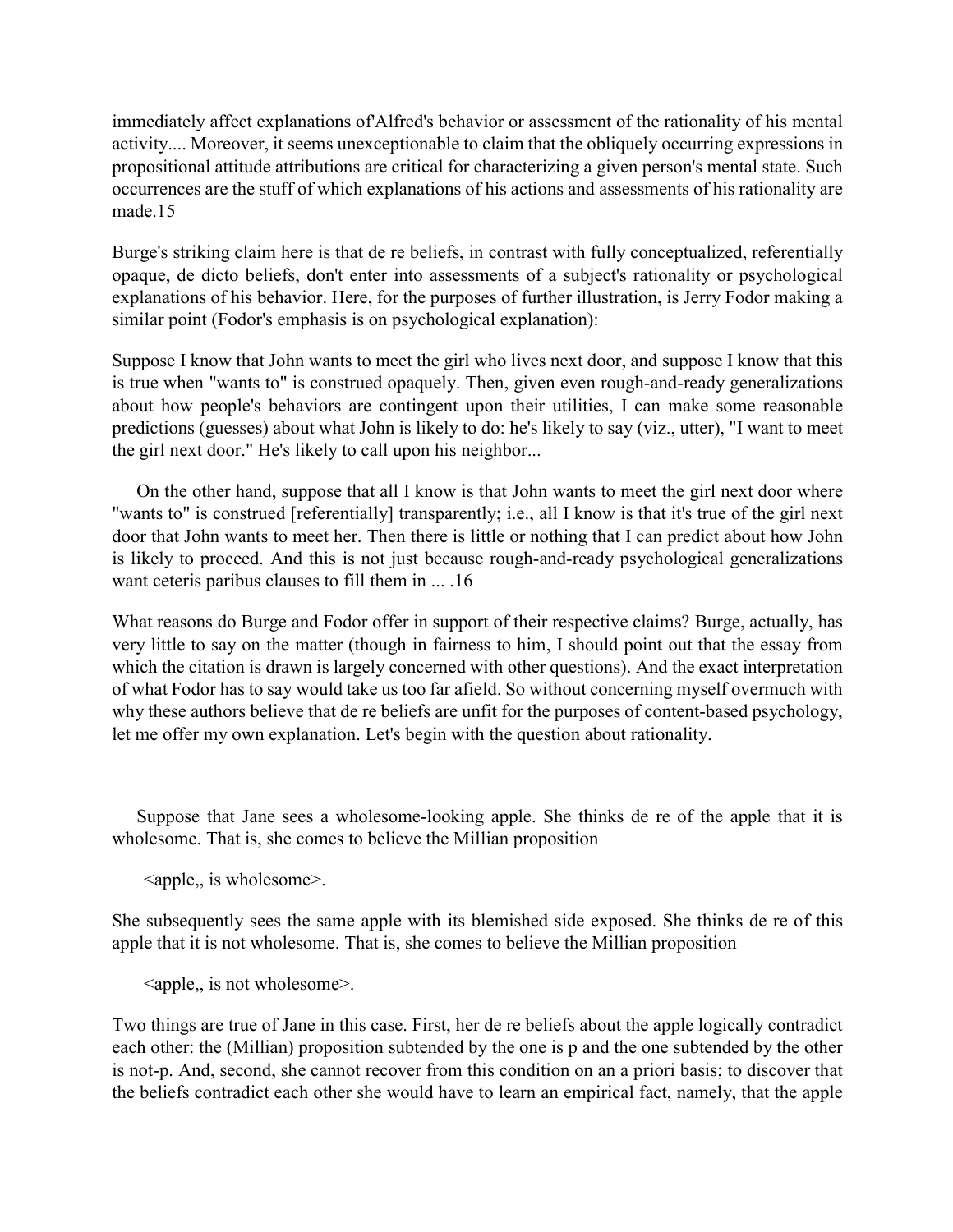immediately affect explanations of'Alfred's behavior or assessment of the rationality of his mental activity.... Moreover, it seems unexceptionable to claim that the obliquely occurring expressions in propositional attitude attributions are critical for characterizing a given person's mental state. Such occurrences are the stuff of which explanations of his actions and assessments of his rationality are made.15

Burge's striking claim here is that de re beliefs, in contrast with fully conceptualized, referentially opaque, de dicto beliefs, don't enter into assessments of a subject's rationality or psychological explanations of his behavior. Here, for the purposes of further illustration, is Jerry Fodor making a similar point (Fodor's emphasis is on psychological explanation):

Suppose I know that John wants to meet the girl who lives next door, and suppose I know that this is true when "wants to" is construed opaquely. Then, given even rough-and-ready generalizations about how people's behaviors are contingent upon their utilities, I can make some reasonable predictions (guesses) about what John is likely to do: he's likely to say (viz., utter), "I want to meet the girl next door." He's likely to call upon his neighbor...

On the other hand, suppose that all I know is that John wants to meet the girl next door where "wants to" is construed [referentially] transparently; i.e., all I know is that it's true of the girl next door that John wants to meet her. Then there is little or nothing that I can predict about how John is likely to proceed. And this is not just because rough-and-ready psychological generalizations want ceteris paribus clauses to fill them in ... .16

What reasons do Burge and Fodor offer in support of their respective claims? Burge, actually, has very little to say on the matter (though in fairness to him, I should point out that the essay from which the citation is drawn is largely concerned with other questions). And the exact interpretation of what Fodor has to say would take us too far afield. So without concerning myself overmuch with why these authors believe that de re beliefs are unfit for the purposes of content-based psychology, let me offer my own explanation. Let's begin with the question about rationality.

Suppose that Jane sees a wholesome-looking apple. She thinks de re of the apple that it is wholesome. That is, she comes to believe the Millian proposition

<apple,, is wholesome>.

She subsequently sees the same apple with its blemished side exposed. She thinks de re of this apple that it is not wholesome. That is, she comes to believe the Millian proposition

<apple,, is not wholesome>.

Two things are true of Jane in this case. First, her de re beliefs about the apple logically contradict each other: the (Millian) proposition subtended by the one is p and the one subtended by the other is not-p. And, second, she cannot recover from this condition on an a priori basis; to discover that the beliefs contradict each other she would have to learn an empirical fact, namely, that the apple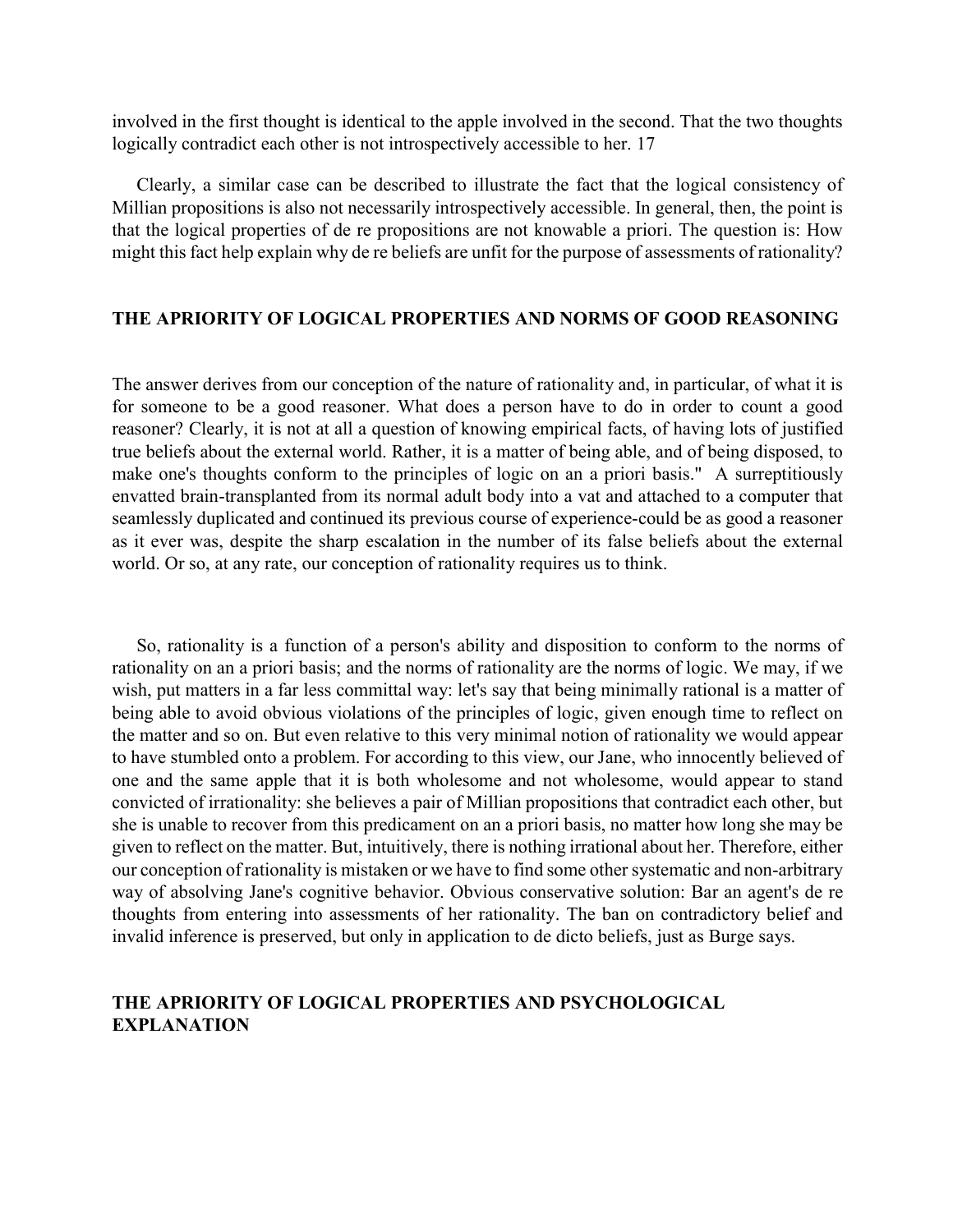involved in the first thought is identical to the apple involved in the second. That the two thoughts logically contradict each other is not introspectively accessible to her. 17

Clearly, a similar case can be described to illustrate the fact that the logical consistency of Millian propositions is also not necessarily introspectively accessible. In general, then, the point is that the logical properties of de re propositions are not knowable a priori. The question is: How might this fact help explain why de re beliefs are unfit for the purpose of assessments of rationality?

## THE APRIORITY OF LOGICAL PROPERTIES AND NORMS OF GOOD REASONING

The answer derives from our conception of the nature of rationality and, in particular, of what it is for someone to be a good reasoner. What does a person have to do in order to count a good reasoner? Clearly, it is not at all a question of knowing empirical facts, of having lots of justified true beliefs about the external world. Rather, it is a matter of being able, and of being disposed, to make one's thoughts conform to the principles of logic on an a priori basis." A surreptitiously envatted brain-transplanted from its normal adult body into a vat and attached to a computer that seamlessly duplicated and continued its previous course of experience-could be as good a reasoner as it ever was, despite the sharp escalation in the number of its false beliefs about the external world. Or so, at any rate, our conception of rationality requires us to think.

So, rationality is a function of a person's ability and disposition to conform to the norms of rationality on an a priori basis; and the norms of rationality are the norms of logic. We may, if we wish, put matters in a far less committal way: let's say that being minimally rational is a matter of being able to avoid obvious violations of the principles of logic, given enough time to reflect on the matter and so on. But even relative to this very minimal notion of rationality we would appear to have stumbled onto a problem. For according to this view, our Jane, who innocently believed of one and the same apple that it is both wholesome and not wholesome, would appear to stand convicted of irrationality: she believes a pair of Millian propositions that contradict each other, but she is unable to recover from this predicament on an a priori basis, no matter how long she may be given to reflect on the matter. But, intuitively, there is nothing irrational about her. Therefore, either our conception of rationality is mistaken or we have to find some other systematic and non-arbitrary way of absolving Jane's cognitive behavior. Obvious conservative solution: Bar an agent's de re thoughts from entering into assessments of her rationality. The ban on contradictory belief and invalid inference is preserved, but only in application to de dicto beliefs, just as Burge says.

## THE APRIORITY OF LOGICAL PROPERTIES AND PSYCHOLOGICAL EXPLANATION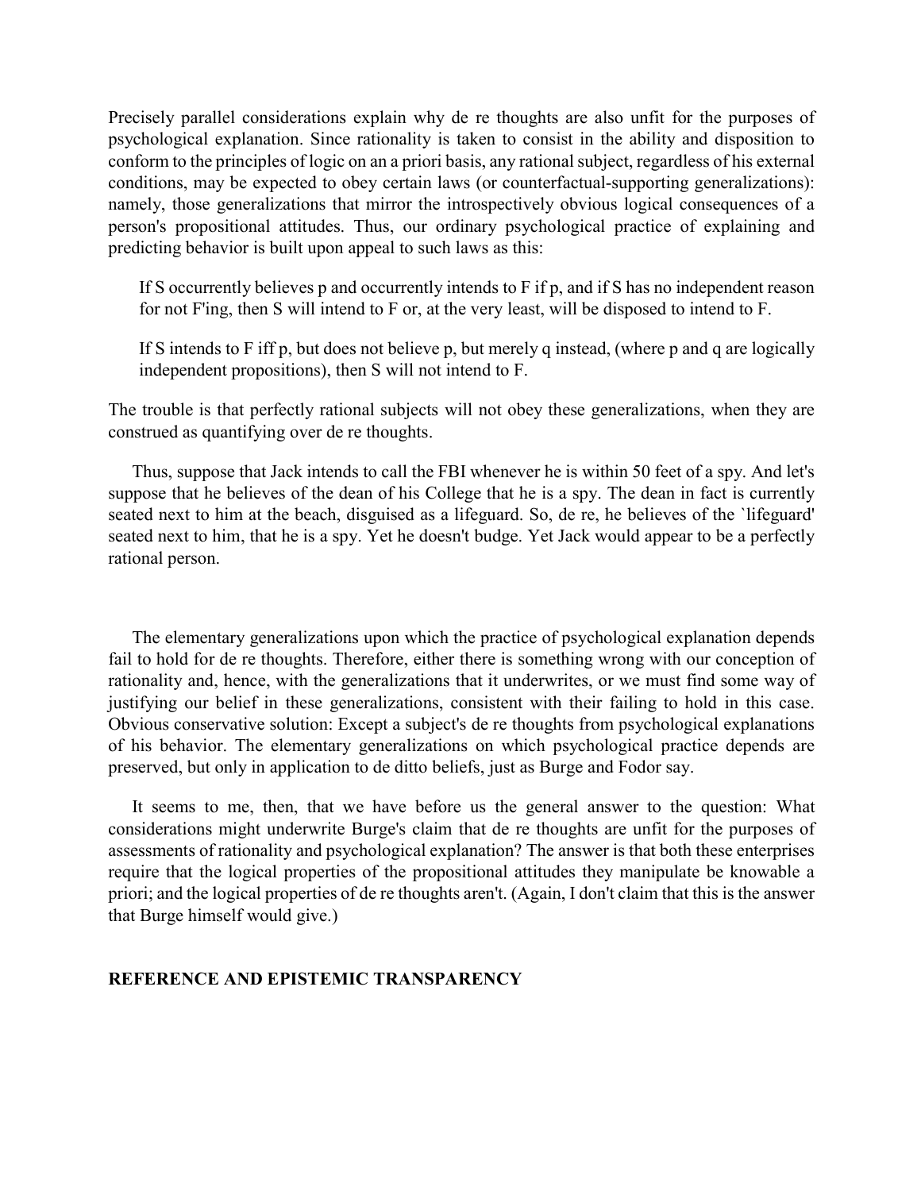Precisely parallel considerations explain why de re thoughts are also unfit for the purposes of psychological explanation. Since rationality is taken to consist in the ability and disposition to conform to the principles of logic on an a priori basis, any rational subject, regardless of his external conditions, may be expected to obey certain laws (or counterfactual-supporting generalizations): namely, those generalizations that mirror the introspectively obvious logical consequences of a person's propositional attitudes. Thus, our ordinary psychological practice of explaining and predicting behavior is built upon appeal to such laws as this:

> If S occurrently believes p and occurrently intends to F if p, and if S has no independent reason for not F'ing, then S will intend to F or, at the very least, will be disposed to intend to F.
>
> If S intends to F iff p, but does not believe p, but merely q instead, (where p and q are logically independent propositions), then S will not intend to F.

The trouble is that perfectly rational subjects will not obey these generalizations, when they are construed as quantifying over de re thoughts.

Thus, suppose that Jack intends to call the FBI whenever he is within 50 feet of a spy. And let's suppose that he believes of the dean of his College that he is a spy. The dean in fact is currently seated next to him at the beach, disguised as a lifeguard. So, de re, he believes of the `lifeguard' seated next to him, that he is a spy. Yet he doesn't budge. Yet Jack would appear to be a perfectly rational person.

The elementary generalizations upon which the practice of psychological explanation depends fail to hold for de re thoughts. Therefore, either there is something wrong with our conception of rationality and, hence, with the generalizations that it underwrites, or we must find some way of justifying our belief in these generalizations, consistent with their failing to hold in this case. Obvious conservative solution: Except a subject's de re thoughts from psychological explanations of his behavior. The elementary generalizations on which psychological practice depends are preserved, but only in application to de ditto beliefs, just as Burge and Fodor say.

It seems to me, then, that we have before us the general answer to the question: What considerations might underwrite Burge's claim that de re thoughts are unfit for the purposes of assessments of rationality and psychological explanation? The answer is that both these enterprises require that the logical properties of the propositional attitudes they manipulate be knowable a priori; and the logical properties of de re thoughts aren't. (Again, I don't claim that this is the answer that Burge himself would give.)

## REFERENCE AND EPISTEMIC TRANSPARENCY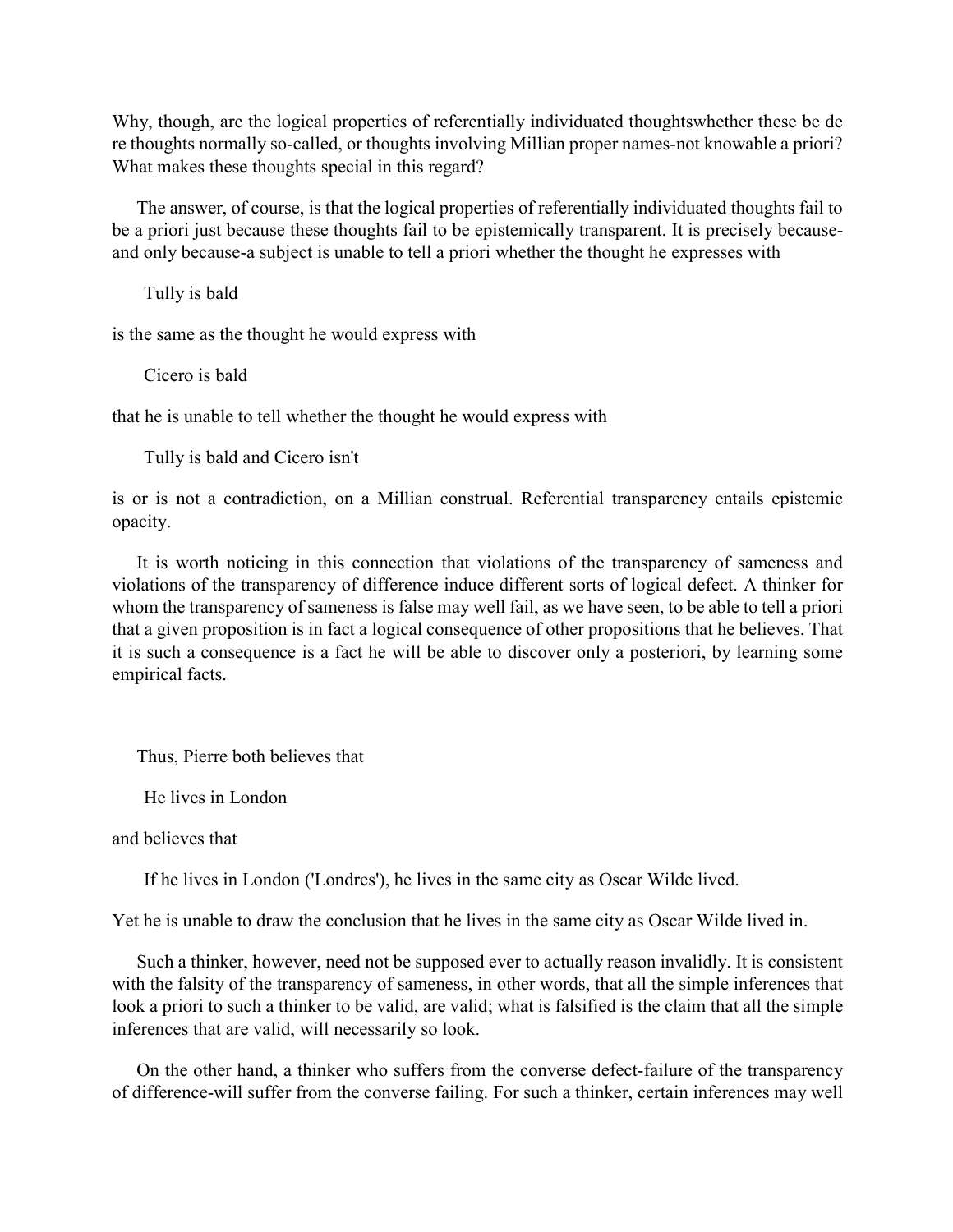Why, though, are the logical properties of referentially individuated thoughtswhether these be de re thoughts normally so-called, or thoughts involving Millian proper names-not knowable a priori? What makes these thoughts special in this regard?

The answer, of course, is that the logical properties of referentially individuated thoughts fail to be a priori just because these thoughts fail to be epistemically transparent. It is precisely because-and only because-a subject is unable to tell a priori whether the thought he expresses with

Tully is bald

is the same as the thought he would express with

Cicero is bald

that he is unable to tell whether the thought he would express with

Tully is bald and Cicero isn't

is or is not a contradiction, on a Millian construal. Referential transparency entails epistemic opacity.

It is worth noticing in this connection that violations of the transparency of sameness and violations of the transparency of difference induce different sorts of logical defect. A thinker for whom the transparency of sameness is false may well fail, as we have seen, to be able to tell a priori that a given proposition is in fact a logical consequence of other propositions that he believes. That it is such a consequence is a fact he will be able to discover only a posteriori, by learning some empirical facts.

Thus, Pierre both believes that

He lives in London

and believes that

If he lives in London ('Londres'), he lives in the same city as Oscar Wilde lived.

Yet he is unable to draw the conclusion that he lives in the same city as Oscar Wilde lived in.

Such a thinker, however, need not be supposed ever to actually reason invalidly. It is consistent with the falsity of the transparency of sameness, in other words, that all the simple inferences that look a priori to such a thinker to be valid, are valid; what is falsified is the claim that all the simple inferences that are valid, will necessarily so look.

On the other hand, a thinker who suffers from the converse defect-failure of the transparency of difference-will suffer from the converse failing. For such a thinker, certain inferences may well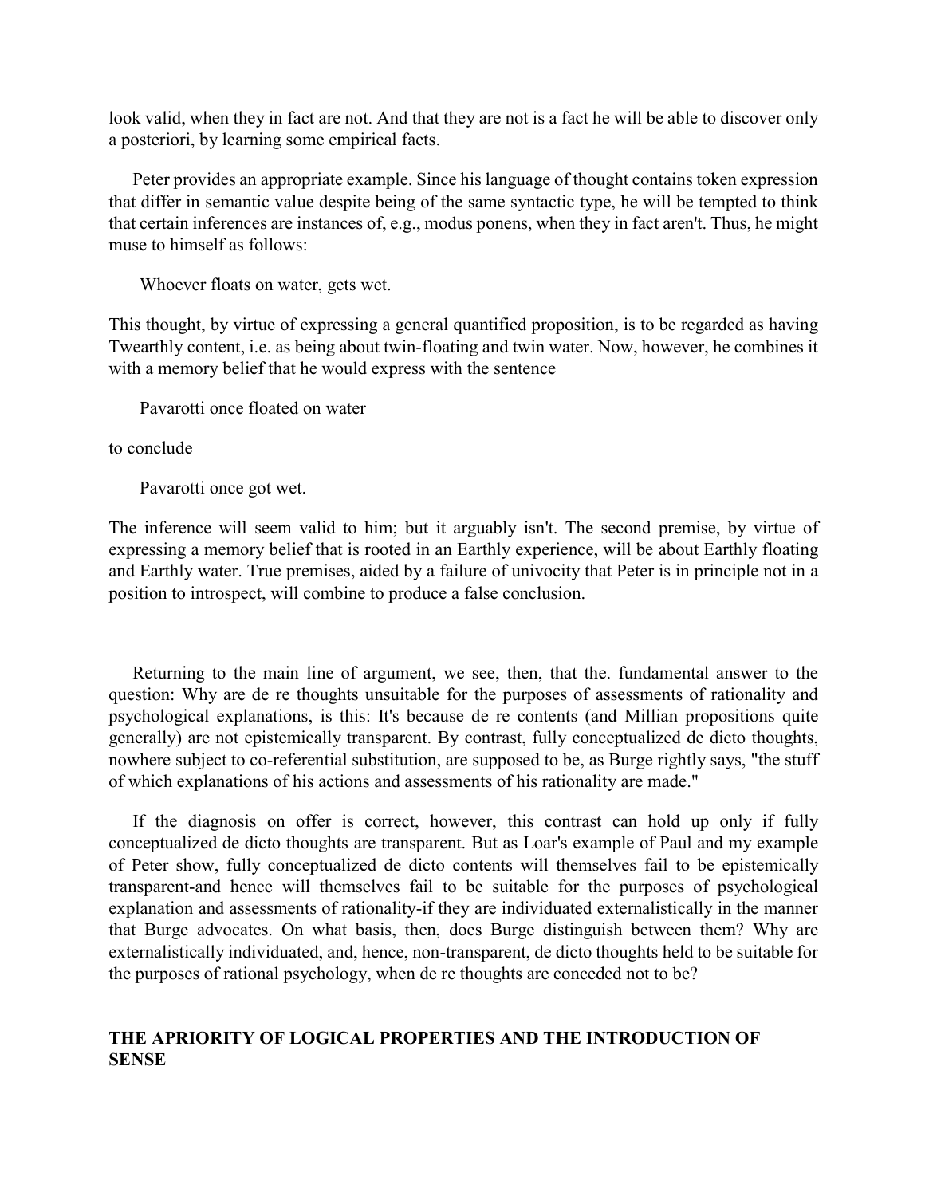look valid, when they in fact are not. And that they are not is a fact he will be able to discover only a posteriori, by learning some empirical facts.

Peter provides an appropriate example. Since his language of thought contains token expression that differ in semantic value despite being of the same syntactic type, he will be tempted to think that certain inferences are instances of, e.g., modus ponens, when they in fact aren't. Thus, he might muse to himself as follows:

> Whoever floats on water, gets wet.

This thought, by virtue of expressing a general quantified proposition, is to be regarded as having Twearthly content, i.e. as being about twin-floating and twin water. Now, however, he combines it with a memory belief that he would express with the sentence

> Pavarotti once floated on water

to conclude

> Pavarotti once got wet.

The inference will seem valid to him; but it arguably isn't. The second premise, by virtue of expressing a memory belief that is rooted in an Earthly experience, will be about Earthly floating and Earthly water. True premises, aided by a failure of univocity that Peter is in principle not in a position to introspect, will combine to produce a false conclusion.

Returning to the main line of argument, we see, then, that the. fundamental answer to the question: Why are de re thoughts unsuitable for the purposes of assessments of rationality and psychological explanations, is this: It's because de re contents (and Millian propositions quite generally) are not epistemically transparent. By contrast, fully conceptualized de dicto thoughts, nowhere subject to co-referential substitution, are supposed to be, as Burge rightly says, "the stuff of which explanations of his actions and assessments of his rationality are made."

If the diagnosis on offer is correct, however, this contrast can hold up only if fully conceptualized de dicto thoughts are transparent. But as Loar's example of Paul and my example of Peter show, fully conceptualized de dicto contents will themselves fail to be epistemically transparent-and hence will themselves fail to be suitable for the purposes of psychological explanation and assessments of rationality-if they are individuated externalistically in the manner that Burge advocates. On what basis, then, does Burge distinguish between them? Why are externalistically individuated, and, hence, non-transparent, de dicto thoughts held to be suitable for the purposes of rational psychology, when de re thoughts are conceded not to be?

## THE APRIORITY OF LOGICAL PROPERTIES AND THE INTRODUCTION OF SENSE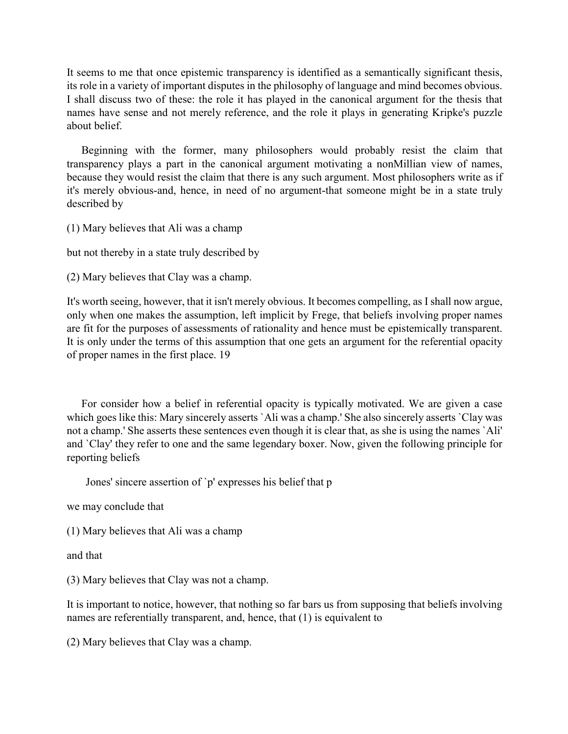It seems to me that once epistemic transparency is identified as a semantically significant thesis, its role in a variety of important disputes in the philosophy of language and mind becomes obvious. I shall discuss two of these: the role it has played in the canonical argument for the thesis that names have sense and not merely reference, and the role it plays in generating Kripke's puzzle about belief.

Beginning with the former, many philosophers would probably resist the claim that transparency plays a part in the canonical argument motivating a nonMillian view of names, because they would resist the claim that there is any such argument. Most philosophers write as if it's merely obvious-and, hence, in need of no argument-that someone might be in a state truly described by

(1) Mary believes that Ali was a champ

but not thereby in a state truly described by

(2) Mary believes that Clay was a champ.

It's worth seeing, however, that it isn't merely obvious. It becomes compelling, as I shall now argue, only when one makes the assumption, left implicit by Frege, that beliefs involving proper names are fit for the purposes of assessments of rationality and hence must be epistemically transparent. It is only under the terms of this assumption that one gets an argument for the referential opacity of proper names in the first place. 19

For consider how a belief in referential opacity is typically motivated. We are given a case which goes like this: Mary sincerely asserts `Ali was a champ.' She also sincerely asserts `Clay was not a champ.' She asserts these sentences even though it is clear that, as she is using the names `Ali' and `Clay' they refer to one and the same legendary boxer. Now, given the following principle for reporting beliefs

Jones' sincere assertion of `p' expresses his belief that p

we may conclude that

(1) Mary believes that Ali was a champ

and that

(3) Mary believes that Clay was not a champ.

It is important to notice, however, that nothing so far bars us from supposing that beliefs involving names are referentially transparent, and, hence, that (1) is equivalent to

(2) Mary believes that Clay was a champ.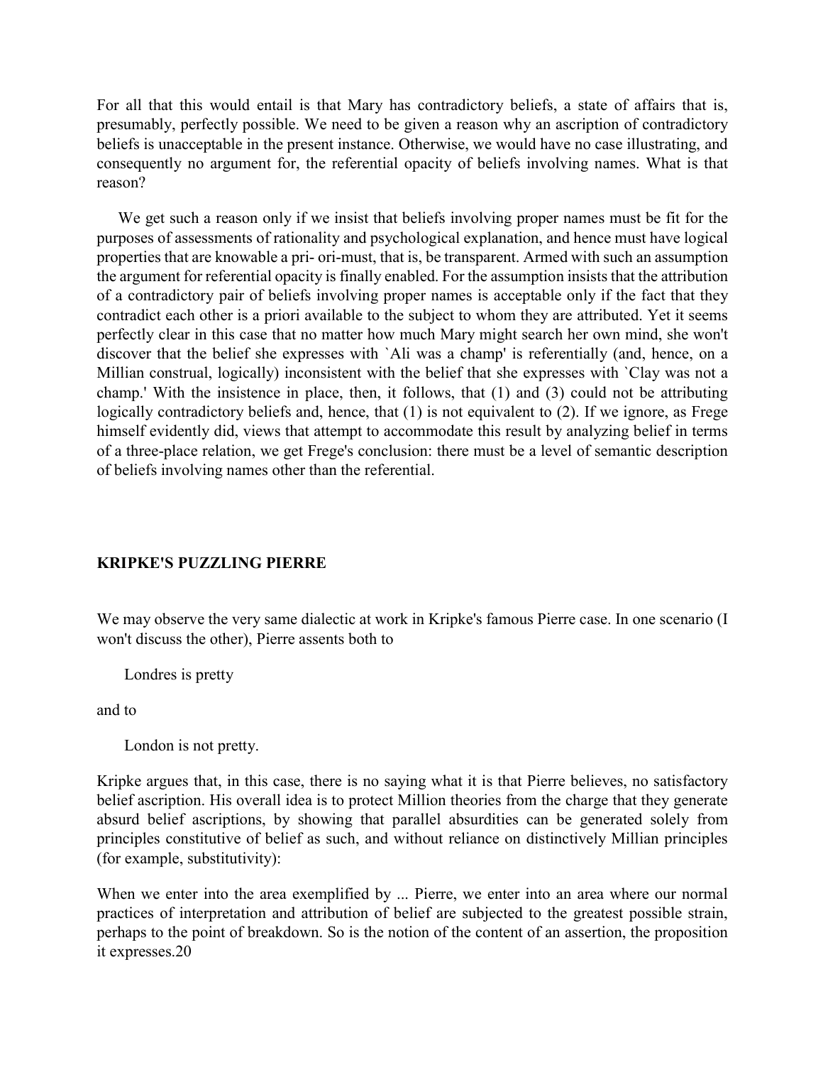For all that this would entail is that Mary has contradictory beliefs, a state of affairs that is, presumably, perfectly possible. We need to be given a reason why an ascription of contradictory beliefs is unacceptable in the present instance. Otherwise, we would have no case illustrating, and consequently no argument for, the referential opacity of beliefs involving names. What is that reason?

We get such a reason only if we insist that beliefs involving proper names must be fit for the purposes of assessments of rationality and psychological explanation, and hence must have logical properties that are knowable a pri- ori-must, that is, be transparent. Armed with such an assumption the argument for referential opacity is finally enabled. For the assumption insists that the attribution of a contradictory pair of beliefs involving proper names is acceptable only if the fact that they contradict each other is a priori available to the subject to whom they are attributed. Yet it seems perfectly clear in this case that no matter how much Mary might search her own mind, she won't discover that the belief she expresses with `Ali was a champ' is referentially (and, hence, on a Millian construal, logically) inconsistent with the belief that she expresses with `Clay was not a champ.' With the insistence in place, then, it follows, that (1) and (3) could not be attributing logically contradictory beliefs and, hence, that (1) is not equivalent to (2). If we ignore, as Frege himself evidently did, views that attempt to accommodate this result by analyzing belief in terms of a three-place relation, we get Frege's conclusion: there must be a level of semantic description of beliefs involving names other than the referential.

## KRIPKE'S PUZZLING PIERRE

We may observe the very same dialectic at work in Kripke's famous Pierre case. In one scenario (I won't discuss the other), Pierre assents both to

Londres is pretty

and to

London is not pretty.

Kripke argues that, in this case, there is no saying what it is that Pierre believes, no satisfactory belief ascription. His overall idea is to protect Million theories from the charge that they generate absurd belief ascriptions, by showing that parallel absurdities can be generated solely from principles constitutive of belief as such, and without reliance on distinctively Millian principles (for example, substitutivity):

When we enter into the area exemplified by ... Pierre, we enter into an area where our normal practices of interpretation and attribution of belief are subjected to the greatest possible strain, perhaps to the point of breakdown. So is the notion of the content of an assertion, the proposition it expresses.[20]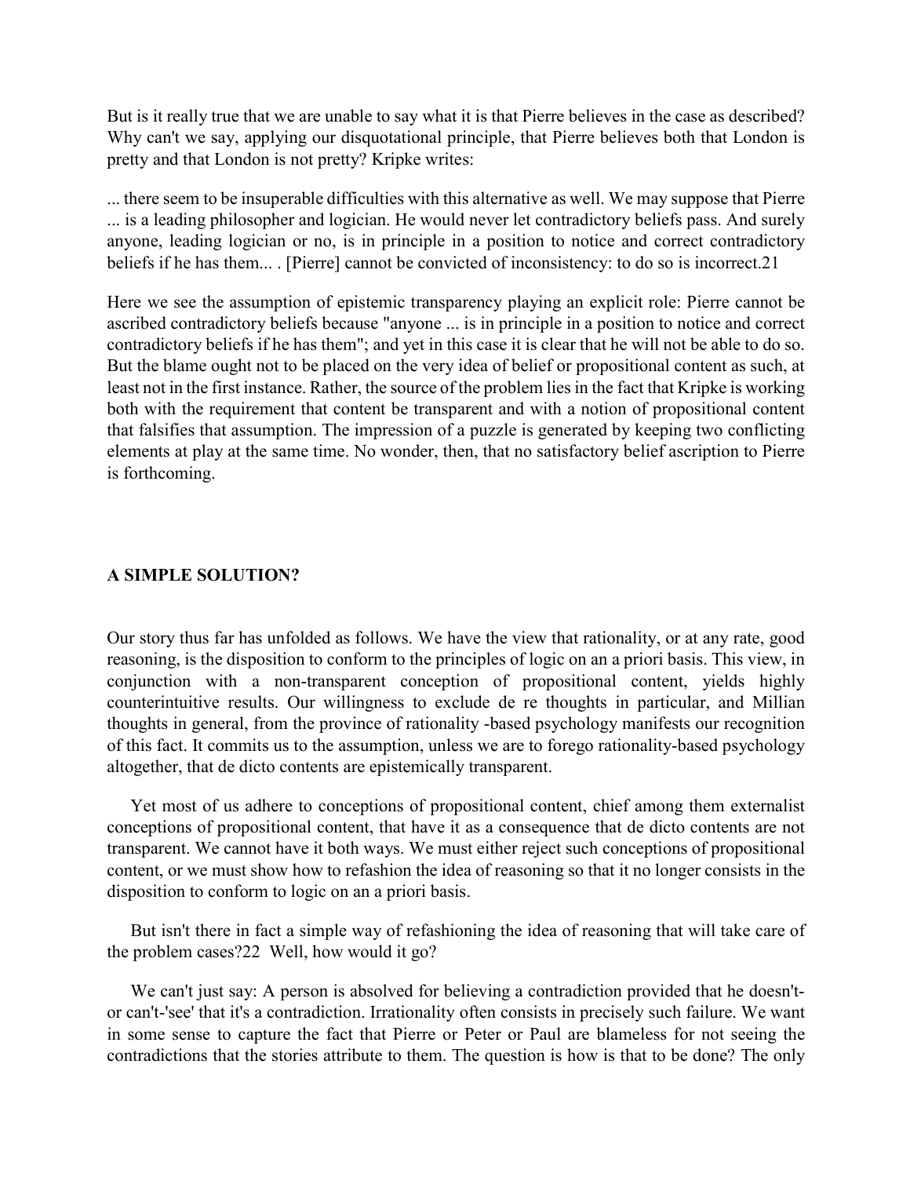But is it really true that we are unable to say what it is that Pierre believes in the case as described? Why can't we say, applying our disquotational principle, that Pierre believes both that London is pretty and that London is not pretty? Kripke writes:

... there seem to be insuperable difficulties with this alternative as well. We may suppose that Pierre ... is a leading philosopher and logician. He would never let contradictory beliefs pass. And surely anyone, leading logician or no, is in principle in a position to notice and correct contradictory beliefs if he has them... . [Pierre] cannot be convicted of inconsistency: to do so is incorrect.21

Here we see the assumption of epistemic transparency playing an explicit role: Pierre cannot be ascribed contradictory beliefs because "anyone ... is in principle in a position to notice and correct contradictory beliefs if he has them"; and yet in this case it is clear that he will not be able to do so. But the blame ought not to be placed on the very idea of belief or propositional content as such, at least not in the first instance. Rather, the source of the problem lies in the fact that Kripke is working both with the requirement that content be transparent and with a notion of propositional content that falsifies that assumption. The impression of a puzzle is generated by keeping two conflicting elements at play at the same time. No wonder, then, that no satisfactory belief ascription to Pierre is forthcoming.

## A SIMPLE SOLUTION?

Our story thus far has unfolded as follows. We have the view that rationality, or at any rate, good reasoning, is the disposition to conform to the principles of logic on an a priori basis. This view, in conjunction with a non-transparent conception of propositional content, yields highly counterintuitive results. Our willingness to exclude de re thoughts in particular, and Millian thoughts in general, from the province of rationality -based psychology manifests our recognition of this fact. It commits us to the assumption, unless we are to forego rationality-based psychology altogether, that de dicto contents are epistemically transparent.

Yet most of us adhere to conceptions of propositional content, chief among them externalist conceptions of propositional content, that have it as a consequence that de dicto contents are not transparent. We cannot have it both ways. We must either reject such conceptions of propositional content, or we must show how to refashion the idea of reasoning so that it no longer consists in the disposition to conform to logic on an a priori basis.

But isn't there in fact a simple way of refashioning the idea of reasoning that will take care of the problem cases?22 Well, how would it go?

We can't just say: A person is absolved for believing a contradiction provided that he doesn't- or can't-'see' that it's a contradiction. Irrationality often consists in precisely such failure. We want in some sense to capture the fact that Pierre or Peter or Paul are blameless for not seeing the contradictions that the stories attribute to them. The question is how is that to be done? The only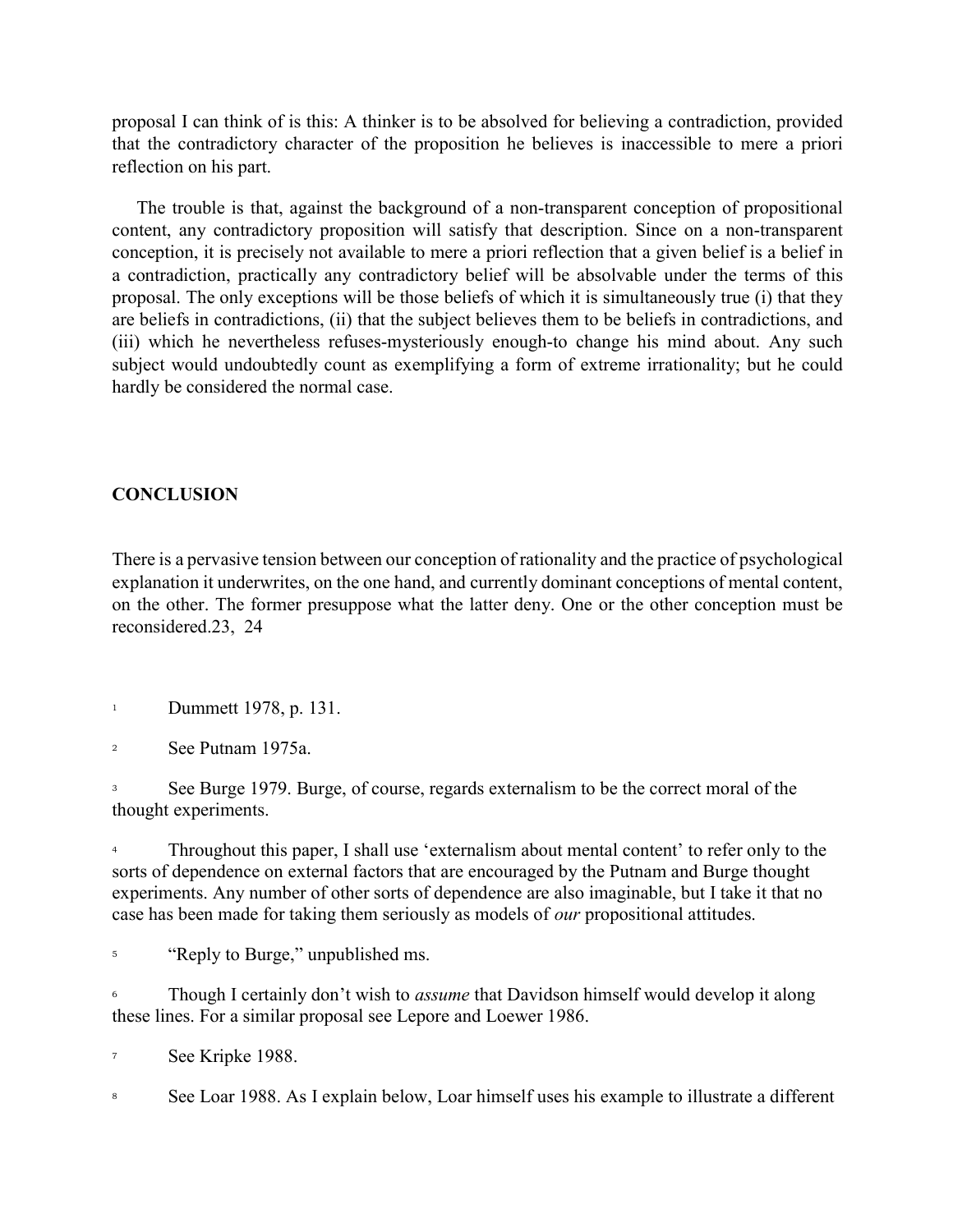proposal I can think of is this: A thinker is to be absolved for believing a contradiction, provided that the contradictory character of the proposition he believes is inaccessible to mere a priori reflection on his part.

The trouble is that, against the background of a non-transparent conception of propositional content, any contradictory proposition will satisfy that description. Since on a non-transparent conception, it is precisely not available to mere a priori reflection that a given belief is a belief in a contradiction, practically any contradictory belief will be absolvable under the terms of this proposal. The only exceptions will be those beliefs of which it is simultaneously true (i) that they are beliefs in contradictions, (ii) that the subject believes them to be beliefs in contradictions, and (iii) which he nevertheless refuses-mysteriously enough-to change his mind about. Any such subject would undoubtedly count as exemplifying a form of extreme irrationality; but he could hardly be considered the normal case.

## CONCLUSION

There is a pervasive tension between our conception of rationality and the practice of psychological explanation it underwrites, on the one hand, and currently dominant conceptions of mental content, on the other. The former presuppose what the latter deny. One or the other conception must be reconsidered.23, 24

[1] Dummett 1978, p. 131.

[2] See Putnam 1975a.

[3] See Burge 1979. Burge, of course, regards externalism to be the correct moral of the thought experiments.

[4] Throughout this paper, I shall use 'externalism about mental content' to refer only to the sorts of dependence on external factors that are encouraged by the Putnam and Burge thought experiments. Any number of other sorts of dependence are also imaginable, but I take it that no case has been made for taking them seriously as models of *our* propositional attitudes.

[5] "Reply to Burge," unpublished ms.

[6] Though I certainly don't wish to *assume* that Davidson himself would develop it along these lines. For a similar proposal see Lepore and Loewer 1986.

[7] See Kripke 1988.

[8] See Loar 1988. As I explain below, Loar himself uses his example to illustrate a different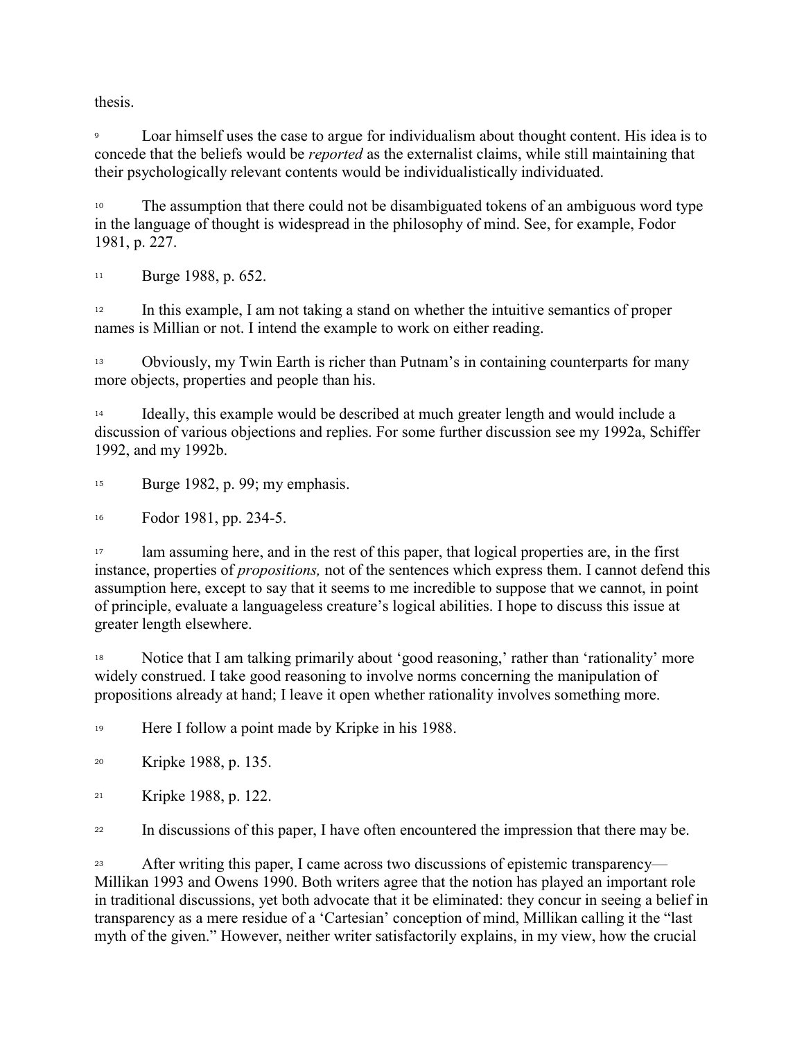thesis.

[9] Loar himself uses the case to argue for individualism about thought content. His idea is to concede that the beliefs would be *reported* as the externalist claims, while still maintaining that their psychologically relevant contents would be individualistically individuated.

[10] The assumption that there could not be disambiguated tokens of an ambiguous word type in the language of thought is widespread in the philosophy of mind. See, for example, Fodor 1981, p. 227.

[11] Burge 1988, p. 652.

[12] In this example, I am not taking a stand on whether the intuitive semantics of proper names is Millian or not. I intend the example to work on either reading.

[13] Obviously, my Twin Earth is richer than Putnam's in containing counterparts for many more objects, properties and people than his.

[14] Ideally, this example would be described at much greater length and would include a discussion of various objections and replies. For some further discussion see my 1992a, Schiffer 1992, and my 1992b.

[15] Burge 1982, p. 99; my emphasis.

[16] Fodor 1981, pp. 234-5.

[17] lam assuming here, and in the rest of this paper, that logical properties are, in the first instance, properties of *propositions,* not of the sentences which express them. I cannot defend this assumption here, except to say that it seems to me incredible to suppose that we cannot, in point of principle, evaluate a languageless creature's logical abilities. I hope to discuss this issue at greater length elsewhere.

[18] Notice that I am talking primarily about 'good reasoning,' rather than 'rationality' more widely construed. I take good reasoning to involve norms concerning the manipulation of propositions already at hand; I leave it open whether rationality involves something more.

[19] Here I follow a point made by Kripke in his 1988.

[20] Kripke 1988, p. 135.

[21] Kripke 1988, p. 122.

[22] In discussions of this paper, I have often encountered the impression that there may be.

[23] After writing this paper, I came across two discussions of epistemic transparency—Millikan 1993 and Owens 1990. Both writers agree that the notion has played an important role in traditional discussions, yet both advocate that it be eliminated: they concur in seeing a belief in transparency as a mere residue of a 'Cartesian' conception of mind, Millikan calling it the "last myth of the given." However, neither writer satisfactorily explains, in my view, how the crucial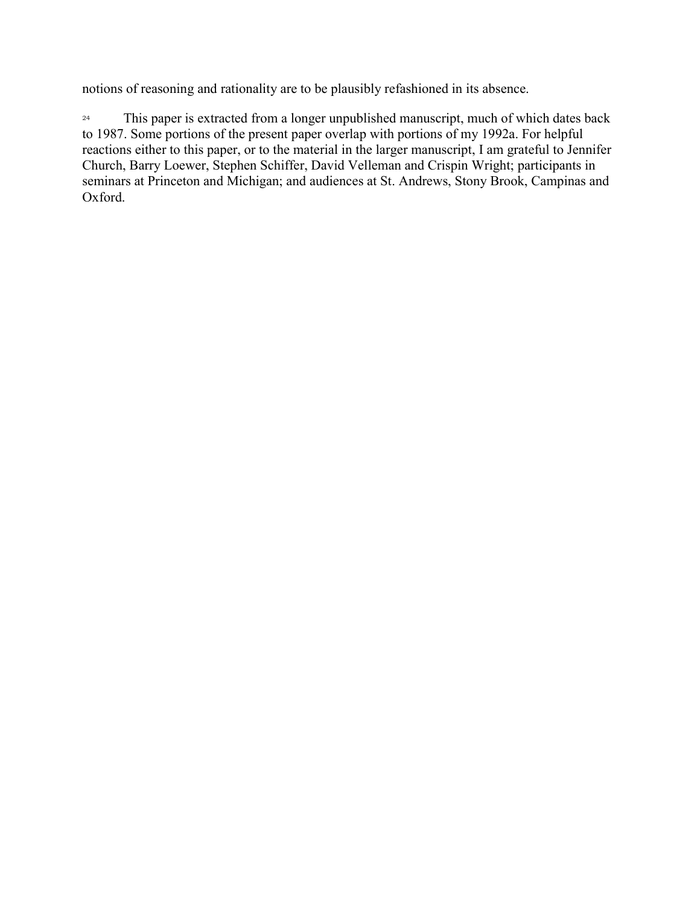notions of reasoning and rationality are to be plausibly refashioned in its absence.

[24] This paper is extracted from a longer unpublished manuscript, much of which dates back to 1987. Some portions of the present paper overlap with portions of my 1992a. For helpful reactions either to this paper, or to the material in the larger manuscript, I am grateful to Jennifer Church, Barry Loewer, Stephen Schiffer, David Velleman and Crispin Wright; participants in seminars at Princeton and Michigan; and audiences at St. Andrews, Stony Brook, Campinas and Oxford.